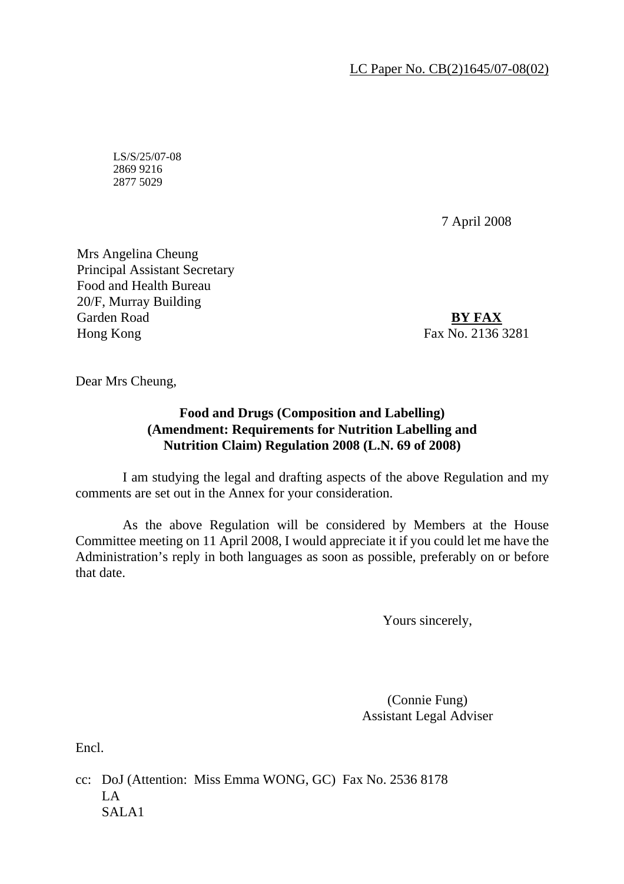LC Paper No. CB(2)1645/07-08(02)

LS/S/25/07-08
2869 9216
2877 5029

7 April 2008

Mrs Angelina Cheung
Principal Assistant Secretary
Food and Health Bureau
20/F, Murray Building
Garden Road
Hong Kong

**BY FAX**
Fax No. 2136 3281

Dear Mrs Cheung,

**Food and Drugs (Composition and Labelling) (Amendment: Requirements for Nutrition Labelling and Nutrition Claim) Regulation 2008 (L.N. 69 of 2008)**

I am studying the legal and drafting aspects of the above Regulation and my comments are set out in the Annex for your consideration.

As the above Regulation will be considered by Members at the House Committee meeting on 11 April 2008, I would appreciate it if you could let me have the Administration's reply in both languages as soon as possible, preferably on or before that date.

Yours sincerely,

(Connie Fung)
Assistant Legal Adviser

Encl.

cc: DoJ (Attention: Miss Emma WONG, GC) Fax No. 2536 8178
LA
SALA1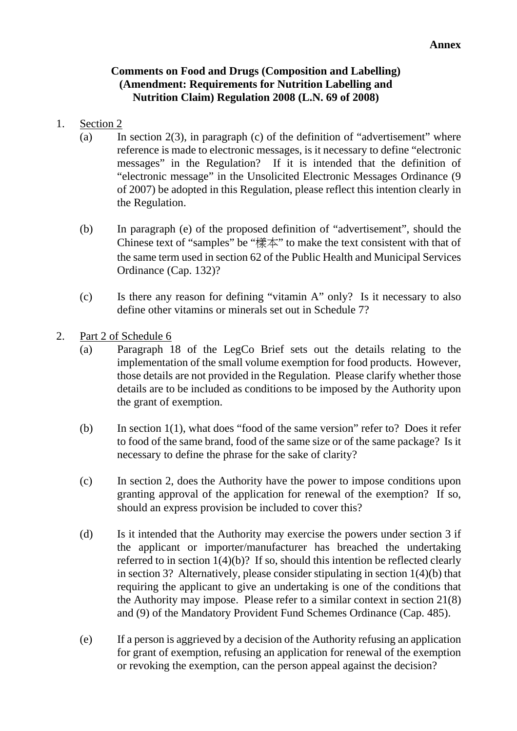**Annex**

**Comments on Food and Drugs (Composition and Labelling) (Amendment: Requirements for Nutrition Labelling and Nutrition Claim) Regulation 2008 (L.N. 69 of 2008)**

1. <u>Section 2</u>
   (a) In section 2(3), in paragraph (c) of the definition of "advertisement" where reference is made to electronic messages, is it necessary to define "electronic messages" in the Regulation? If it is intended that the definition of "electronic message" in the Unsolicited Electronic Messages Ordinance (9 of 2007) be adopted in this Regulation, please reflect this intention clearly in the Regulation.

   (b) In paragraph (e) of the proposed definition of "advertisement", should the Chinese text of "samples" be "樣本" to make the text consistent with that of the same term used in section 62 of the Public Health and Municipal Services Ordinance (Cap. 132)?

   (c) Is there any reason for defining "vitamin A" only? Is it necessary to also define other vitamins or minerals set out in Schedule 7?

2. <u>Part 2 of Schedule 6</u>
   (a) Paragraph 18 of the LegCo Brief sets out the details relating to the implementation of the small volume exemption for food products. However, those details are not provided in the Regulation. Please clarify whether those details are to be included as conditions to be imposed by the Authority upon the grant of exemption.

   (b) In section 1(1), what does "food of the same version" refer to? Does it refer to food of the same brand, food of the same size or of the same package? Is it necessary to define the phrase for the sake of clarity?

   (c) In section 2, does the Authority have the power to impose conditions upon granting approval of the application for renewal of the exemption? If so, should an express provision be included to cover this?

   (d) Is it intended that the Authority may exercise the powers under section 3 if the applicant or importer/manufacturer has breached the undertaking referred to in section 1(4)(b)? If so, should this intention be reflected clearly in section 3? Alternatively, please consider stipulating in section 1(4)(b) that requiring the applicant to give an undertaking is one of the conditions that the Authority may impose. Please refer to a similar context in section 21(8) and (9) of the Mandatory Provident Fund Schemes Ordinance (Cap. 485).

   (e) If a person is aggrieved by a decision of the Authority refusing an application for grant of exemption, refusing an application for renewal of the exemption or revoking the exemption, can the person appeal against the decision?